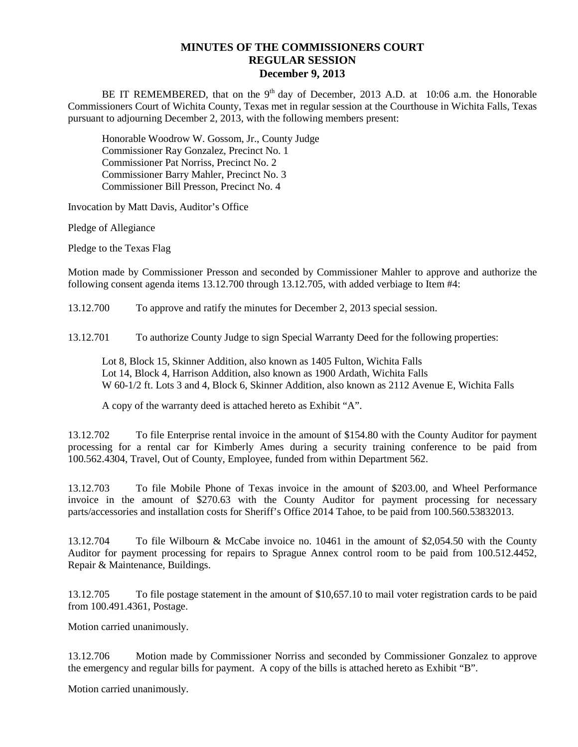# MINUTES OF THE COMMISSIONERS COURT
## REGULAR SESSION
### December 9, 2013

BE IT REMEMBERED, that on the 9th day of December, 2013 A.D. at 10:06 a.m. the Honorable Commissioners Court of Wichita County, Texas met in regular session at the Courthouse in Wichita Falls, Texas pursuant to adjourning December 2, 2013, with the following members present:

Honorable Woodrow W. Gossom, Jr., County Judge
Commissioner Ray Gonzalez, Precinct No. 1
Commissioner Pat Norriss, Precinct No. 2
Commissioner Barry Mahler, Precinct No. 3
Commissioner Bill Presson, Precinct No. 4

Invocation by Matt Davis, Auditor's Office

Pledge of Allegiance

Pledge to the Texas Flag

Motion made by Commissioner Presson and seconded by Commissioner Mahler to approve and authorize the following consent agenda items 13.12.700 through 13.12.705, with added verbiage to Item #4:

13.12.700 To approve and ratify the minutes for December 2, 2013 special session.

13.12.701 To authorize County Judge to sign Special Warranty Deed for the following properties:

Lot 8, Block 15, Skinner Addition, also known as 1405 Fulton, Wichita Falls
Lot 14, Block 4, Harrison Addition, also known as 1900 Ardath, Wichita Falls
W 60-1/2 ft. Lots 3 and 4, Block 6, Skinner Addition, also known as 2112 Avenue E, Wichita Falls

A copy of the warranty deed is attached hereto as Exhibit "A".

13.12.702 To file Enterprise rental invoice in the amount of $154.80 with the County Auditor for payment processing for a rental car for Kimberly Ames during a security training conference to be paid from 100.562.4304, Travel, Out of County, Employee, funded from within Department 562.

13.12.703 To file Mobile Phone of Texas invoice in the amount of $203.00, and Wheel Performance invoice in the amount of $270.63 with the County Auditor for payment processing for necessary parts/accessories and installation costs for Sheriff's Office 2014 Tahoe, to be paid from 100.560.53832013.

13.12.704 To file Wilbourn & McCabe invoice no. 10461 in the amount of $2,054.50 with the County Auditor for payment processing for repairs to Sprague Annex control room to be paid from 100.512.4452, Repair & Maintenance, Buildings.

13.12.705 To file postage statement in the amount of $10,657.10 to mail voter registration cards to be paid from 100.491.4361, Postage.

Motion carried unanimously.

13.12.706 Motion made by Commissioner Norriss and seconded by Commissioner Gonzalez to approve the emergency and regular bills for payment. A copy of the bills is attached hereto as Exhibit "B".

Motion carried unanimously.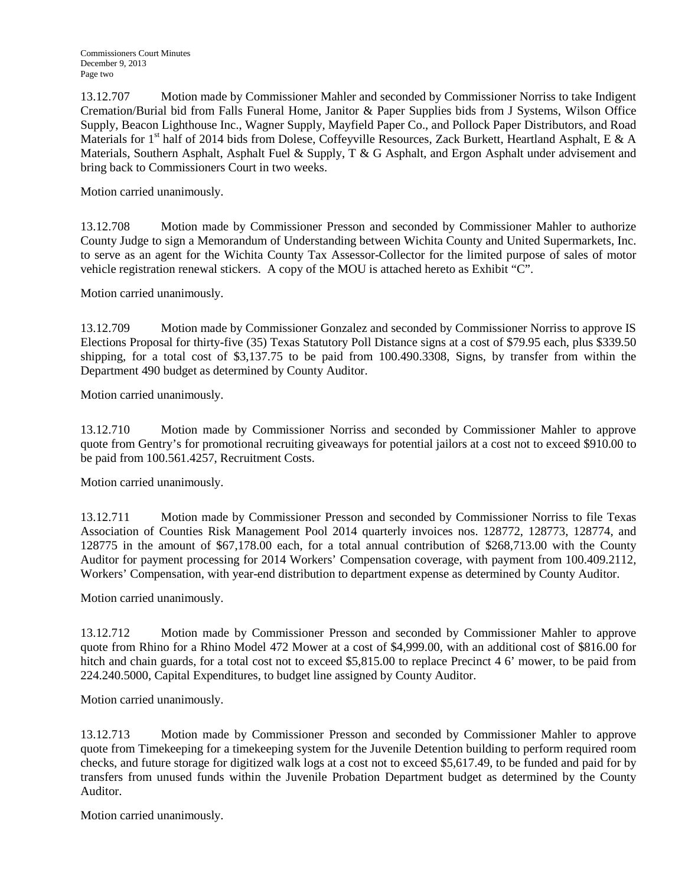13.12.707 Motion made by Commissioner Mahler and seconded by Commissioner Norriss to take Indigent Cremation/Burial bid from Falls Funeral Home, Janitor & Paper Supplies bids from J Systems, Wilson Office Supply, Beacon Lighthouse Inc., Wagner Supply, Mayfield Paper Co., and Pollock Paper Distributors, and Road Materials for 1st half of 2014 bids from Dolese, Coffeyville Resources, Zack Burkett, Heartland Asphalt, E & A Materials, Southern Asphalt, Asphalt Fuel & Supply, T & G Asphalt, and Ergon Asphalt under advisement and bring back to Commissioners Court in two weeks.

Motion carried unanimously.

13.12.708 Motion made by Commissioner Presson and seconded by Commissioner Mahler to authorize County Judge to sign a Memorandum of Understanding between Wichita County and United Supermarkets, Inc. to serve as an agent for the Wichita County Tax Assessor-Collector for the limited purpose of sales of motor vehicle registration renewal stickers. A copy of the MOU is attached hereto as Exhibit "C".

Motion carried unanimously.

13.12.709 Motion made by Commissioner Gonzalez and seconded by Commissioner Norriss to approve IS Elections Proposal for thirty-five (35) Texas Statutory Poll Distance signs at a cost of $79.95 each, plus $339.50 shipping, for a total cost of $3,137.75 to be paid from 100.490.3308, Signs, by transfer from within the Department 490 budget as determined by County Auditor.

Motion carried unanimously.

13.12.710 Motion made by Commissioner Norriss and seconded by Commissioner Mahler to approve quote from Gentry's for promotional recruiting giveaways for potential jailors at a cost not to exceed $910.00 to be paid from 100.561.4257, Recruitment Costs.

Motion carried unanimously.

13.12.711 Motion made by Commissioner Presson and seconded by Commissioner Norriss to file Texas Association of Counties Risk Management Pool 2014 quarterly invoices nos. 128772, 128773, 128774, and 128775 in the amount of $67,178.00 each, for a total annual contribution of $268,713.00 with the County Auditor for payment processing for 2014 Workers' Compensation coverage, with payment from 100.409.2112, Workers' Compensation, with year-end distribution to department expense as determined by County Auditor.

Motion carried unanimously.

13.12.712 Motion made by Commissioner Presson and seconded by Commissioner Mahler to approve quote from Rhino for a Rhino Model 472 Mower at a cost of $4,999.00, with an additional cost of $816.00 for hitch and chain guards, for a total cost not to exceed $5,815.00 to replace Precinct 4 6' mower, to be paid from 224.240.5000, Capital Expenditures, to budget line assigned by County Auditor.

Motion carried unanimously.

13.12.713 Motion made by Commissioner Presson and seconded by Commissioner Mahler to approve quote from Timekeeping for a timekeeping system for the Juvenile Detention building to perform required room checks, and future storage for digitized walk logs at a cost not to exceed $5,617.49, to be funded and paid for by transfers from unused funds within the Juvenile Probation Department budget as determined by the County Auditor.

Motion carried unanimously.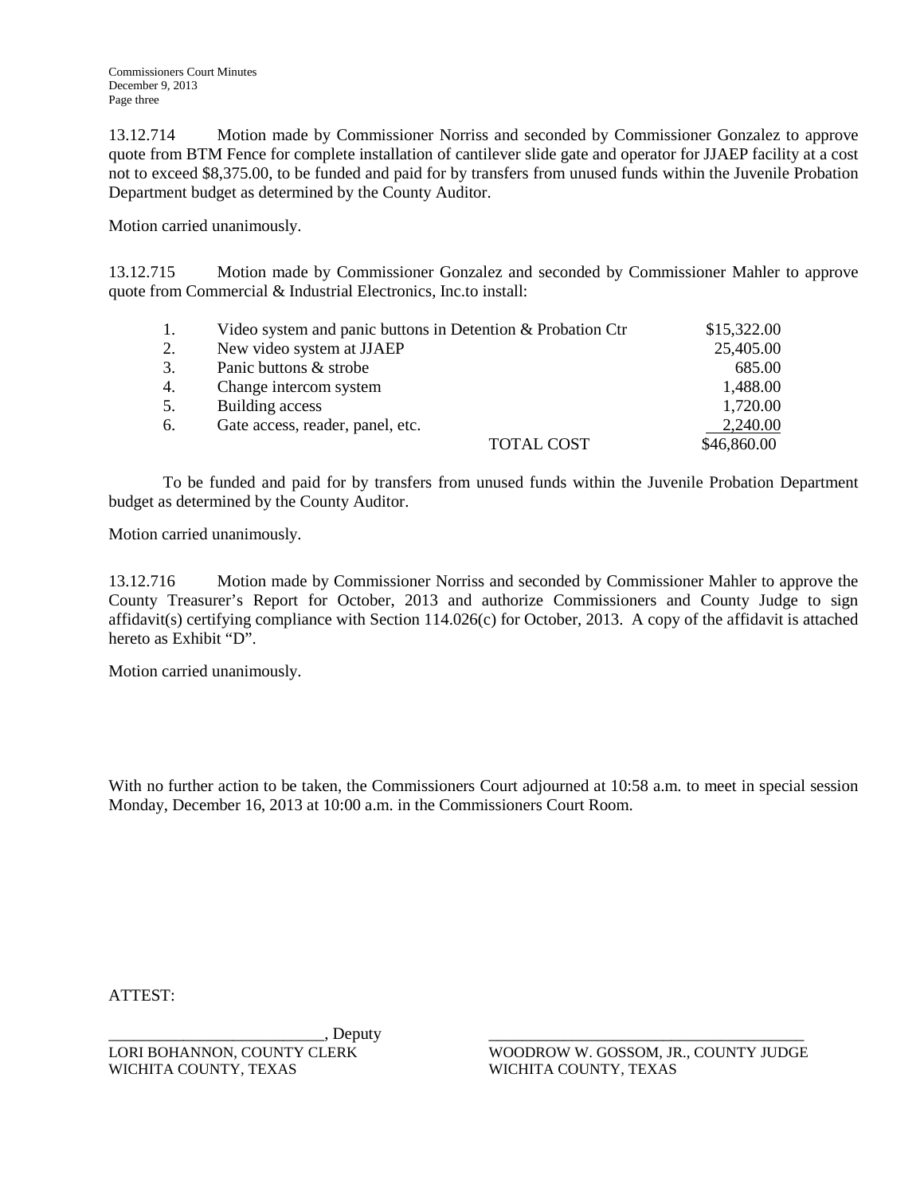13.12.714 Motion made by Commissioner Norriss and seconded by Commissioner Gonzalez to approve quote from BTM Fence for complete installation of cantilever slide gate and operator for JJAEP facility at a cost not to exceed $8,375.00, to be funded and paid for by transfers from unused funds within the Juvenile Probation Department budget as determined by the County Auditor.

Motion carried unanimously.

13.12.715 Motion made by Commissioner Gonzalez and seconded by Commissioner Mahler to approve quote from Commercial & Industrial Electronics, Inc.to install:

| | | |
|---|---|---|
| 1. | Video system and panic buttons in Detention & Probation Ctr | $15,322.00 |
| 2. | New video system at JJAEP | 25,405.00 |
| 3. | Panic buttons & strobe | 685.00 |
| 4. | Change intercom system | 1,488.00 |
| 5. | Building access | 1,720.00 |
| 6. | Gate access, reader, panel, etc. | 2,240.00 |
| | TOTAL COST | $46,860.00 |

To be funded and paid for by transfers from unused funds within the Juvenile Probation Department budget as determined by the County Auditor.

Motion carried unanimously.

13.12.716 Motion made by Commissioner Norriss and seconded by Commissioner Mahler to approve the County Treasurer's Report for October, 2013 and authorize Commissioners and County Judge to sign affidavit(s) certifying compliance with Section 114.026(c) for October, 2013. A copy of the affidavit is attached hereto as Exhibit "D".

Motion carried unanimously.

With no further action to be taken, the Commissioners Court adjourned at 10:58 a.m. to meet in special session Monday, December 16, 2013 at 10:00 a.m. in the Commissioners Court Room.

ATTEST:

___________________________, Deputy
LORI BOHANNON, COUNTY CLERK
WICHITA COUNTY, TEXAS

_________________________________________
WOODROW W. GOSSOM, JR., COUNTY JUDGE
WICHITA COUNTY, TEXAS